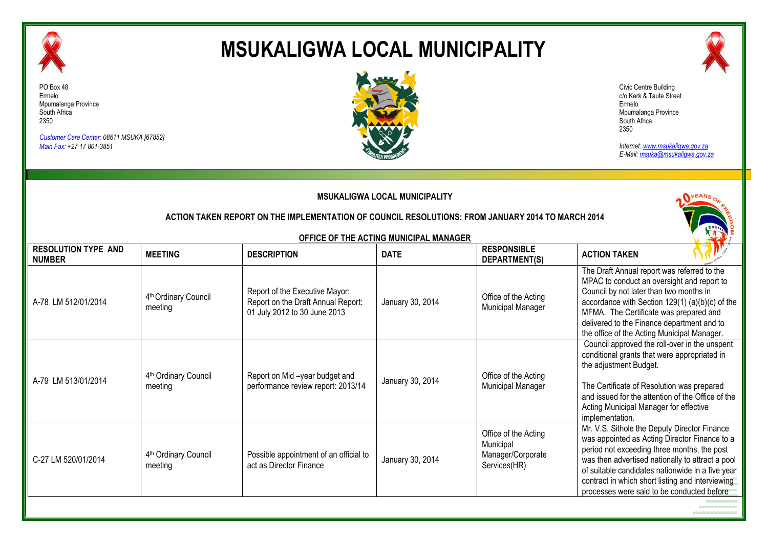# MSUKALIGWA LOCAL MUNICIPALITY

PO Box 48
Ermelo
Mpumalanga Province
South Africa
2350

*Customer Care Center: 08611 MSUKA [67852]*
*Main Fax: +27 17 801-3851*

Civic Centre Building
c/o Kerk & Taute Street
Ermelo
Mpumalanga Province
South Africa
2350

*Internet: www.msukaligwa.gov.za*
*E-Mail: msuka@msukaligwa.gov.za*

**MSUKALIGWA LOCAL MUNICIPALITY**

**ACTION TAKEN REPORT ON THE IMPLEMENTATION OF COUNCIL RESOLUTIONS: FROM JANUARY 2014 TO MARCH 2014**

**OFFICE OF THE ACTING MUNICIPAL MANAGER**

| RESOLUTION TYPE AND NUMBER | MEETING | DESCRIPTION | DATE | RESPONSIBLE DEPARTMENT(S) | ACTION TAKEN |
|---|---|---|---|---|---|
| A-78 LM 512/01/2014 | 4th Ordinary Council meeting | Report of the Executive Mayor: Report on the Draft Annual Report: 01 July 2012 to 30 June 2013 | January 30, 2014 | Office of the Acting Municipal Manager | The Draft Annual report was referred to the MPAC to conduct an oversight and report to Council by not later than two months in accordance with Section 129(1) (a)(b)(c) of the MFMA. The Certificate was prepared and delivered to the Finance department and to the office of the Acting Municipal Manager. |
| A-79 LM 513/01/2014 | 4th Ordinary Council meeting | Report on Mid –year budget and performance review report: 2013/14 | January 30, 2014 | Office of the Acting Municipal Manager | Council approved the roll-over in the unspent conditional grants that were appropriated in the adjustment Budget.<br><br>The Certificate of Resolution was prepared and issued for the attention of the Office of the Acting Municipal Manager for effective implementation. |
| C-27 LM 520/01/2014 | 4th Ordinary Council meeting | Possible appointment of an official to act as Director Finance | January 30, 2014 | Office of the Acting Municipal Manager/Corporate Services(HR) | Mr. V.S. Sithole the Deputy Director Finance was appointed as Acting Director Finance to a period not exceeding three months, the post was then advertised nationally to attract a pool of suitable candidates nationwide in a five year contract in which short listing and interviewing processes were said to be conducted before |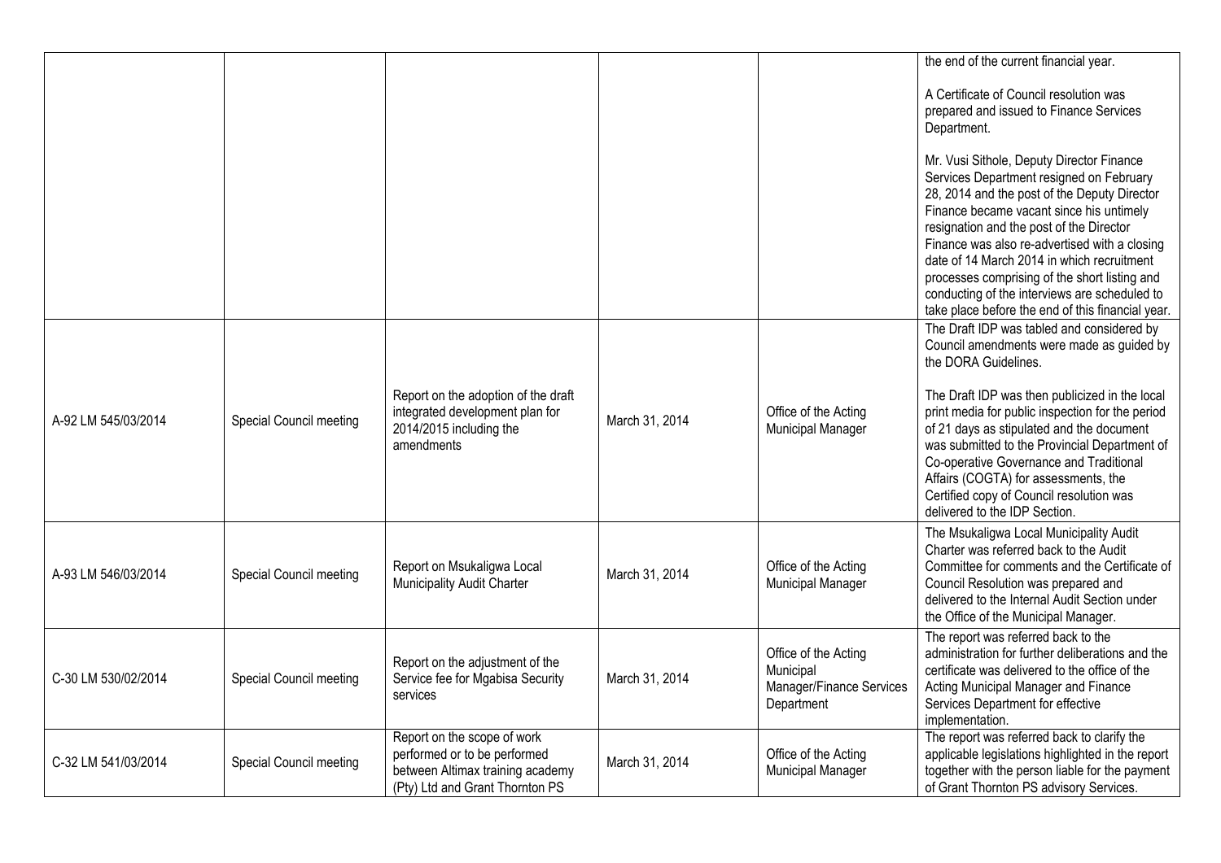|  |  |  |  |  | the end of the current financial year.<br><br>A Certificate of Council resolution was prepared and issued to Finance Services Department.<br><br>Mr. Vusi Sithole, Deputy Director Finance Services Department resigned on February 28, 2014 and the post of the Deputy Director Finance became vacant since his untimely resignation and the post of the Director Finance was also re-advertised with a closing date of 14 March 2014 in which recruitment processes comprising of the short listing and conducting of the interviews are scheduled to take place before the end of this financial year. |
|---|---|---|---|---|---|
| A-92 LM 545/03/2014 | Special Council meeting | Report on the adoption of the draft integrated development plan for 2014/2015 including the amendments | March 31, 2014 | Office of the Acting Municipal Manager | The Draft IDP was tabled and considered by Council amendments were made as guided by the DORA Guidelines.<br><br>The Draft IDP was then publicized in the local print media for public inspection for the period of 21 days as stipulated and the document was submitted to the Provincial Department of Co-operative Governance and Traditional Affairs (COGTA) for assessments, the Certified copy of Council resolution was delivered to the IDP Section. |
| A-93 LM 546/03/2014 | Special Council meeting | Report on Msukaligwa Local Municipality Audit Charter | March 31, 2014 | Office of the Acting Municipal Manager | The Msukaligwa Local Municipality Audit Charter was referred back to the Audit Committee for comments and the Certificate of Council Resolution was prepared and delivered to the Internal Audit Section under the Office of the Municipal Manager. |
| C-30 LM 530/02/2014 | Special Council meeting | Report on the adjustment of the Service fee for Mgabisa Security services | March 31, 2014 | Office of the Acting Municipal Manager/Finance Services Department | The report was referred back to the administration for further deliberations and the certificate was delivered to the office of the Acting Municipal Manager and Finance Services Department for effective implementation. |
| C-32 LM 541/03/2014 | Special Council meeting | Report on the scope of work performed or to be performed between Altimax training academy (Pty) Ltd and Grant Thornton PS | March 31, 2014 | Office of the Acting Municipal Manager | The report was referred back to clarify the applicable legislations highlighted in the report together with the person liable for the payment of Grant Thornton PS advisory Services. |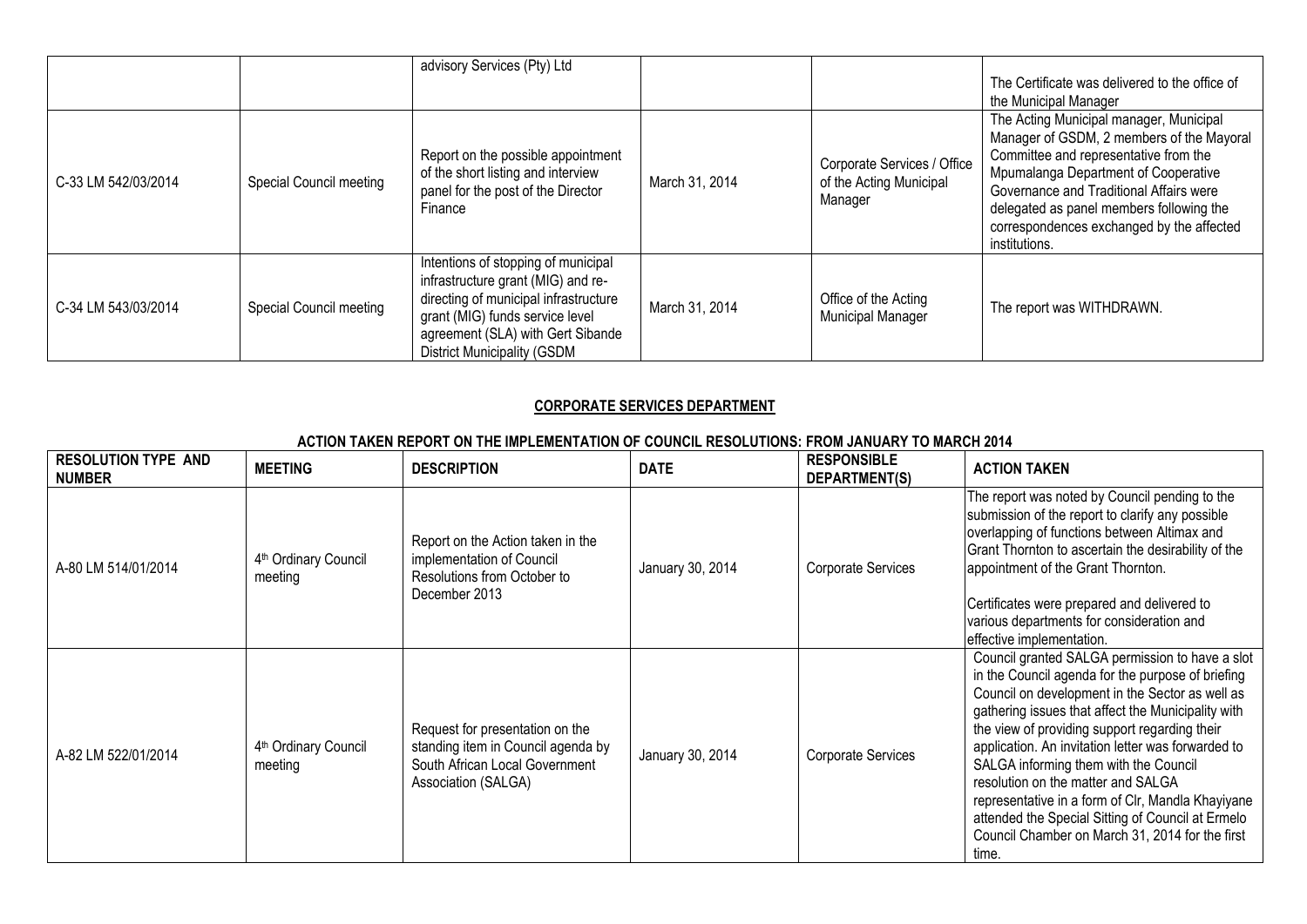| | | advisory Services (Pty) Ltd | | | The Certificate was delivered to the office of the Municipal Manager |
|---|---|---|---|---|---|
| C-33 LM 542/03/2014 | Special Council meeting | Report on the possible appointment of the short listing and interview panel for the post of the Director Finance | March 31, 2014 | Corporate Services / Office of the Acting Municipal Manager | The Acting Municipal manager, Municipal Manager of GSDM, 2 members of the Mayoral Committee and representative from the Mpumalanga Department of Cooperative Governance and Traditional Affairs were delegated as panel members following the correspondences exchanged by the affected institutions. |
| C-34 LM 543/03/2014 | Special Council meeting | Intentions of stopping of municipal infrastructure grant (MIG) and re-directing of municipal infrastructure grant (MIG) funds service level agreement (SLA) with Gert Sibande District Municipality (GSDM | March 31, 2014 | Office of the Acting Municipal Manager | The report was WITHDRAWN. |

**CORPORATE SERVICES DEPARTMENT**

**ACTION TAKEN REPORT ON THE IMPLEMENTATION OF COUNCIL RESOLUTIONS: FROM JANUARY TO MARCH 2014**

| RESOLUTION TYPE AND NUMBER | MEETING | DESCRIPTION | DATE | RESPONSIBLE DEPARTMENT(S) | ACTION TAKEN |
|---|---|---|---|---|---|
| A-80 LM 514/01/2014 | 4th Ordinary Council meeting | Report on the Action taken in the implementation of Council Resolutions from October to December 2013 | January 30, 2014 | Corporate Services | The report was noted by Council pending to the submission of the report to clarify any possible overlapping of functions between Altimax and Grant Thornton to ascertain the desirability of the appointment of the Grant Thornton.<br><br>Certificates were prepared and delivered to various departments for consideration and effective implementation. |
| A-82 LM 522/01/2014 | 4th Ordinary Council meeting | Request for presentation on the standing item in Council agenda by South African Local Government Association (SALGA) | January 30, 2014 | Corporate Services | Council granted SALGA permission to have a slot in the Council agenda for the purpose of briefing Council on development in the Sector as well as gathering issues that affect the Municipality with the view of providing support regarding their application. An invitation letter was forwarded to SALGA informing them with the Council resolution on the matter and SALGA representative in a form of Clr, Mandla Khayiyane attended the Special Sitting of Council at Ermelo Council Chamber on March 31, 2014 for the first time. |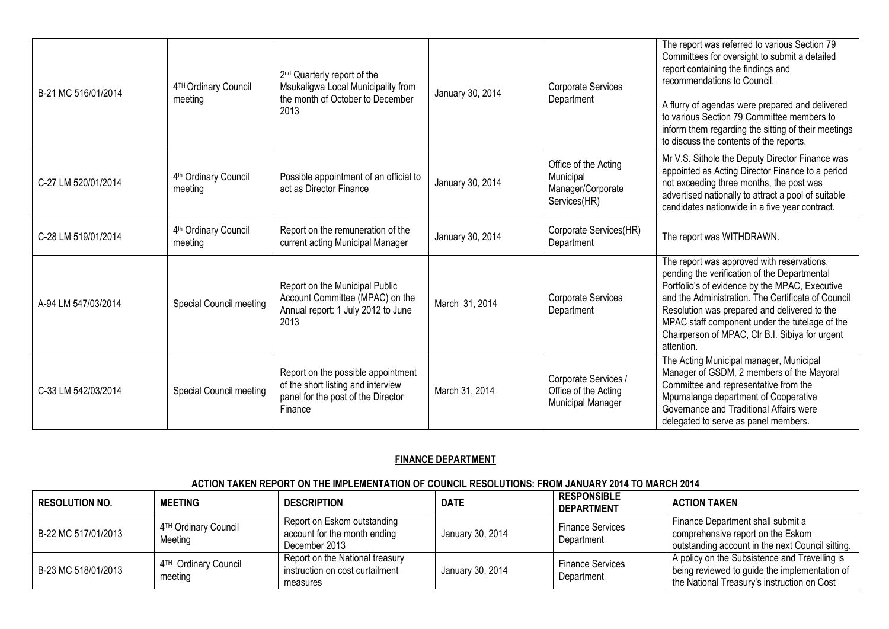| | | | | | |
|---|---|---|---|---|---|
| B-21 MC 516/01/2014 | 4TH Ordinary Council meeting | 2nd Quarterly report of the Msukaligwa Local Municipality from the month of October to December 2013 | January 30, 2014 | Corporate Services Department | The report was referred to various Section 79 Committees for oversight to submit a detailed report containing the findings and recommendations to Council. A flurry of agendas were prepared and delivered to various Section 79 Committee members to inform them regarding the sitting of their meetings to discuss the contents of the reports. |
| C-27 LM 520/01/2014 | 4th Ordinary Council meeting | Possible appointment of an official to act as Director Finance | January 30, 2014 | Office of the Acting Municipal Manager/Corporate Services(HR) | Mr V.S. Sithole the Deputy Director Finance was appointed as Acting Director Finance to a period not exceeding three months, the post was advertised nationally to attract a pool of suitable candidates nationwide in a five year contract. |
| C-28 LM 519/01/2014 | 4th Ordinary Council meeting | Report on the remuneration of the current acting Municipal Manager | January 30, 2014 | Corporate Services(HR) Department | The report was WITHDRAWN. |
| A-94 LM 547/03/2014 | Special Council meeting | Report on the Municipal Public Account Committee (MPAC) on the Annual report: 1 July 2012 to June 2013 | March 31, 2014 | Corporate Services Department | The report was approved with reservations, pending the verification of the Departmental Portfolio's of evidence by the MPAC, Executive and the Administration. The Certificate of Council Resolution was prepared and delivered to the MPAC staff component under the tutelage of the Chairperson of MPAC, Clr B.I. Sibiya for urgent attention. |
| C-33 LM 542/03/2014 | Special Council meeting | Report on the possible appointment of the short listing and interview panel for the post of the Director Finance | March 31, 2014 | Corporate Services / Office of the Acting Municipal Manager | The Acting Municipal manager, Municipal Manager of GSDM, 2 members of the Mayoral Committee and representative from the Mpumalanga department of Cooperative Governance and Traditional Affairs were delegated to serve as panel members. |

## FINANCE DEPARTMENT

### ACTION TAKEN REPORT ON THE IMPLEMENTATION OF COUNCIL RESOLUTIONS: FROM JANUARY 2014 TO MARCH 2014

| RESOLUTION NO. | MEETING | DESCRIPTION | DATE | RESPONSIBLE DEPARTMENT | ACTION TAKEN |
|---|---|---|---|---|---|
| B-22 MC 517/01/2013 | 4TH Ordinary Council Meeting | Report on Eskom outstanding account for the month ending December 2013 | January 30, 2014 | Finance Services Department | Finance Department shall submit a comprehensive report on the Eskom outstanding account in the next Council sitting. |
| B-23 MC 518/01/2013 | 4TH Ordinary Council meeting | Report on the National treasury instruction on cost curtailment measures | January 30, 2014 | Finance Services Department | A policy on the Subsistence and Travelling is being reviewed to guide the implementation of the National Treasury's instruction on Cost |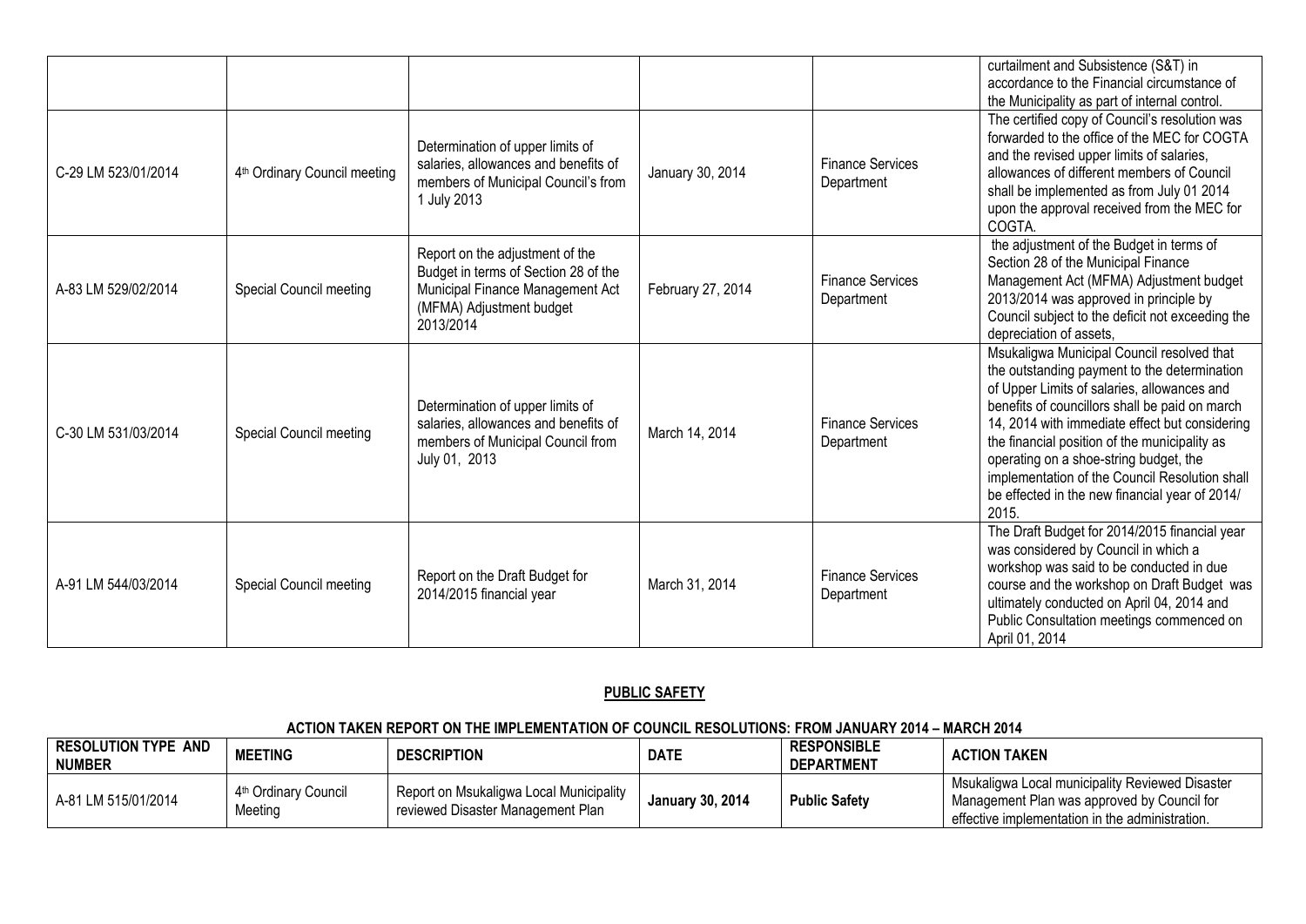| | | | | | |
|---|---|---|---|---|---|
| | | | | | curtailment and Subsistence (S&T) in accordance to the Financial circumstance of the Municipality as part of internal control. |
| C-29 LM 523/01/2014 | 4th Ordinary Council meeting | Determination of upper limits of salaries, allowances and benefits of members of Municipal Council's from 1 July 2013 | January 30, 2014 | Finance Services Department | The certified copy of Council's resolution was forwarded to the office of the MEC for COGTA and the revised upper limits of salaries, allowances of different members of Council shall be implemented as from July 01 2014 upon the approval received from the MEC for COGTA. |
| A-83 LM 529/02/2014 | Special Council meeting | Report on the adjustment of the Budget in terms of Section 28 of the Municipal Finance Management Act (MFMA) Adjustment budget 2013/2014 | February 27, 2014 | Finance Services Department | the adjustment of the Budget in terms of Section 28 of the Municipal Finance Management Act (MFMA) Adjustment budget 2013/2014 was approved in principle by Council subject to the deficit not exceeding the depreciation of assets, |
| C-30 LM 531/03/2014 | Special Council meeting | Determination of upper limits of salaries, allowances and benefits of members of Municipal Council from July 01, 2013 | March 14, 2014 | Finance Services Department | Msukaligwa Municipal Council resolved that the outstanding payment to the determination of Upper Limits of salaries, allowances and benefits of councillors shall be paid on march 14, 2014 with immediate effect but considering the financial position of the municipality as operating on a shoe-string budget, the implementation of the Council Resolution shall be effected in the new financial year of 2014/ 2015. |
| A-91 LM 544/03/2014 | Special Council meeting | Report on the Draft Budget for 2014/2015 financial year | March 31, 2014 | Finance Services Department | The Draft Budget for 2014/2015 financial year was considered by Council in which a workshop was said to be conducted in due course and the workshop on Draft Budget was ultimately conducted on April 04, 2014 and Public Consultation meetings commenced on April 01, 2014 |

## PUBLIC SAFETY

### ACTION TAKEN REPORT ON THE IMPLEMENTATION OF COUNCIL RESOLUTIONS: FROM JANUARY 2014 – MARCH 2014

| RESOLUTION TYPE AND NUMBER | MEETING | DESCRIPTION | DATE | RESPONSIBLE DEPARTMENT | ACTION TAKEN |
|---|---|---|---|---|---|
| A-81 LM 515/01/2014 | 4th Ordinary Council Meeting | Report on Msukaligwa Local Municipality reviewed Disaster Management Plan | **January 30, 2014** | **Public Safety** | Msukaligwa Local municipality Reviewed Disaster Management Plan was approved by Council for effective implementation in the administration. |